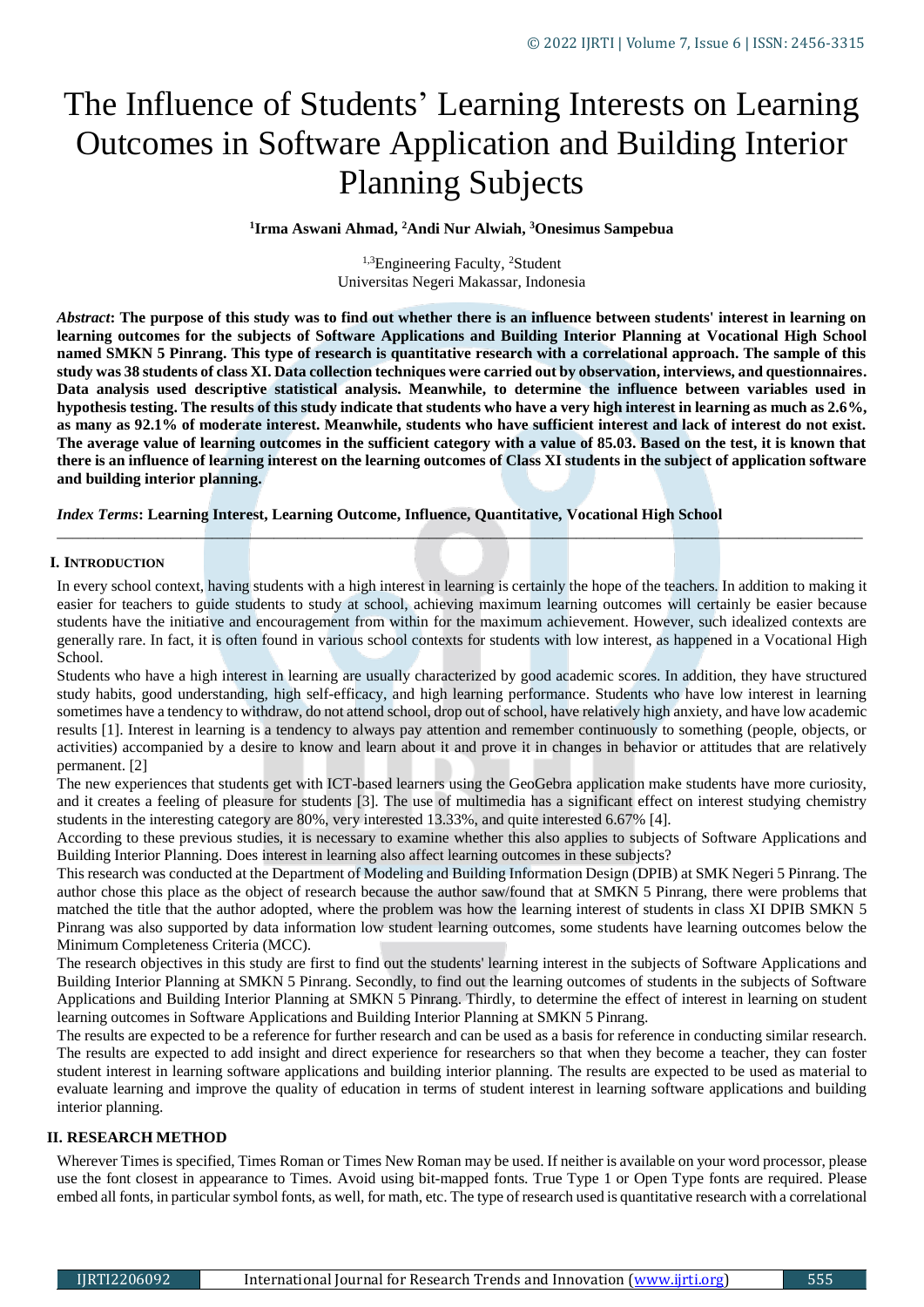# The Influence of Students' Learning Interests on Learning Outcomes in Software Application and Building Interior Planning Subjects

**[1]Irma Aswani Ahmad, [2]Andi Nur Alwiah, [3]Onesimus Sampebua**

[1,3]Engineering Faculty, [2]Student
Universitas Negeri Makassar, Indonesia

***Abstract*: The purpose of this study was to find out whether there is an influence between students' interest in learning on learning outcomes for the subjects of Software Applications and Building Interior Planning at Vocational High School named SMKN 5 Pinrang. This type of research is quantitative research with a correlational approach. The sample of this study was 38 students of class XI. Data collection techniques were carried out by observation, interviews, and questionnaires. Data analysis used descriptive statistical analysis. Meanwhile, to determine the influence between variables used in hypothesis testing. The results of this study indicate that students who have a very high interest in learning as much as 2.6%, as many as 92.1% of moderate interest. Meanwhile, students who have sufficient interest and lack of interest do not exist. The average value of learning outcomes in the sufficient category with a value of 85.03. Based on the test, it is known that there is an influence of learning interest on the learning outcomes of Class XI students in the subject of application software and building interior planning.**

***Index Terms*: Learning Interest, Learning Outcome, Influence, Quantitative, Vocational High School**

## I. INTRODUCTION

In every school context, having students with a high interest in learning is certainly the hope of the teachers. In addition to making it easier for teachers to guide students to study at school, achieving maximum learning outcomes will certainly be easier because students have the initiative and encouragement from within for the maximum achievement. However, such idealized contexts are generally rare. In fact, it is often found in various school contexts for students with low interest, as happened in a Vocational High School.

Students who have a high interest in learning are usually characterized by good academic scores. In addition, they have structured study habits, good understanding, high self-efficacy, and high learning performance. Students who have low interest in learning sometimes have a tendency to withdraw, do not attend school, drop out of school, have relatively high anxiety, and have low academic results [1]. Interest in learning is a tendency to always pay attention and remember continuously to something (people, objects, or activities) accompanied by a desire to know and learn about it and prove it in changes in behavior or attitudes that are relatively permanent. [2]

The new experiences that students get with ICT-based learners using the GeoGebra application make students have more curiosity, and it creates a feeling of pleasure for students [3]. The use of multimedia has a significant effect on interest studying chemistry students in the interesting category are 80%, very interested 13.33%, and quite interested 6.67% [4].

According to these previous studies, it is necessary to examine whether this also applies to subjects of Software Applications and Building Interior Planning. Does interest in learning also affect learning outcomes in these subjects?

This research was conducted at the Department of Modeling and Building Information Design (DPIB) at SMK Negeri 5 Pinrang. The author chose this place as the object of research because the author saw/found that at SMKN 5 Pinrang, there were problems that matched the title that the author adopted, where the problem was how the learning interest of students in class XI DPIB SMKN 5 Pinrang was also supported by data information low student learning outcomes, some students have learning outcomes below the Minimum Completeness Criteria (MCC).

The research objectives in this study are first to find out the students' learning interest in the subjects of Software Applications and Building Interior Planning at SMKN 5 Pinrang. Secondly, to find out the learning outcomes of students in the subjects of Software Applications and Building Interior Planning at SMKN 5 Pinrang. Thirdly, to determine the effect of interest in learning on student learning outcomes in Software Applications and Building Interior Planning at SMKN 5 Pinrang.

The results are expected to be a reference for further research and can be used as a basis for reference in conducting similar research. The results are expected to add insight and direct experience for researchers so that when they become a teacher, they can foster student interest in learning software applications and building interior planning. The results are expected to be used as material to evaluate learning and improve the quality of education in terms of student interest in learning software applications and building interior planning.

## II. RESEARCH METHOD

Wherever Times is specified, Times Roman or Times New Roman may be used. If neither is available on your word processor, please use the font closest in appearance to Times. Avoid using bit-mapped fonts. True Type 1 or Open Type fonts are required. Please embed all fonts, in particular symbol fonts, as well, for math, etc. The type of research used is quantitative research with a correlational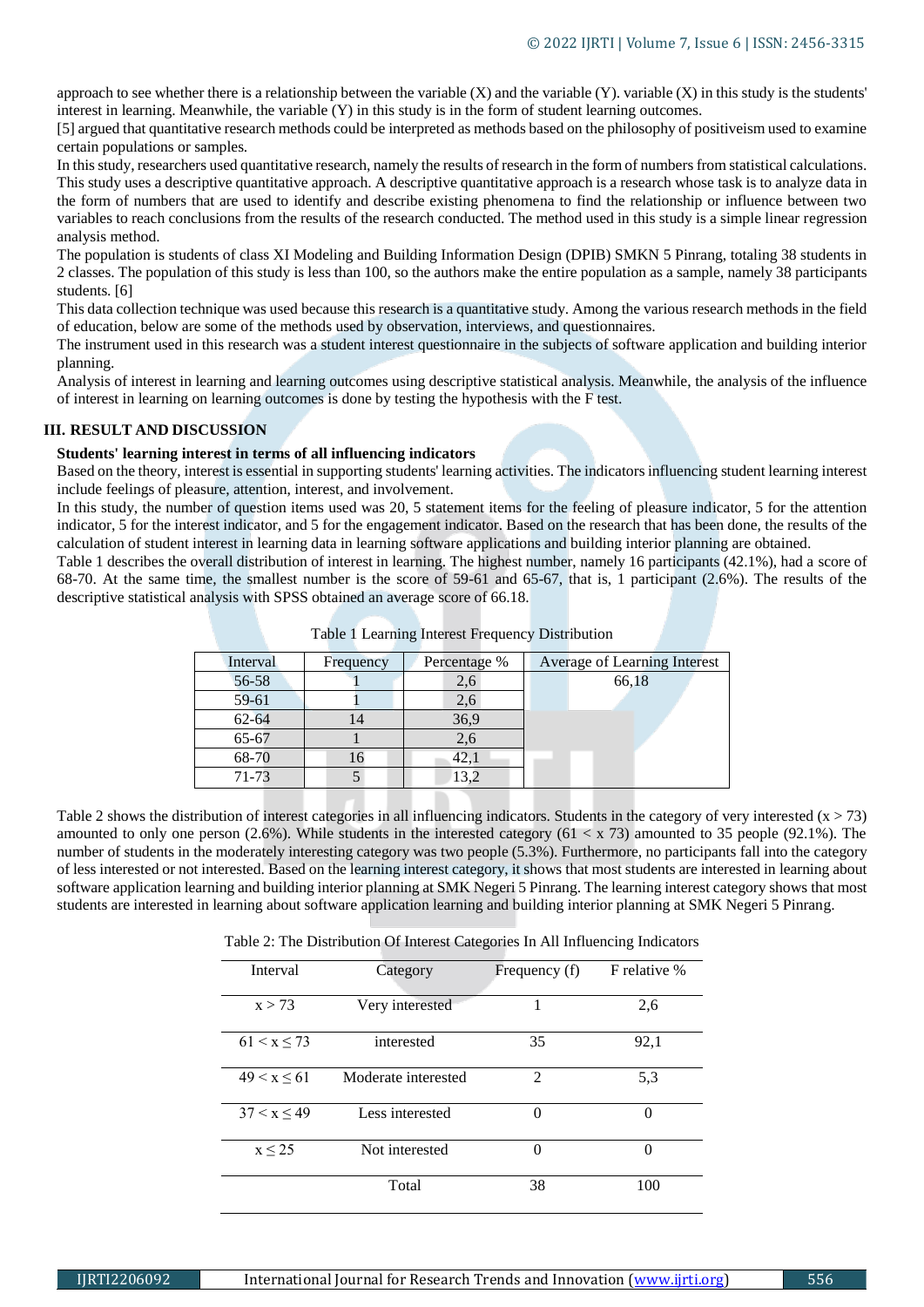approach to see whether there is a relationship between the variable (X) and the variable (Y). variable (X) in this study is the students' interest in learning. Meanwhile, the variable (Y) in this study is in the form of student learning outcomes.

[5] argued that quantitative research methods could be interpreted as methods based on the philosophy of positiveism used to examine certain populations or samples.

In this study, researchers used quantitative research, namely the results of research in the form of numbers from statistical calculations. This study uses a descriptive quantitative approach. A descriptive quantitative approach is a research whose task is to analyze data in the form of numbers that are used to identify and describe existing phenomena to find the relationship or influence between two variables to reach conclusions from the results of the research conducted. The method used in this study is a simple linear regression analysis method.

The population is students of class XI Modeling and Building Information Design (DPIB) SMKN 5 Pinrang, totaling 38 students in 2 classes. The population of this study is less than 100, so the authors make the entire population as a sample, namely 38 participants students. [6]

This data collection technique was used because this research is a quantitative study. Among the various research methods in the field of education, below are some of the methods used by observation, interviews, and questionnaires.

The instrument used in this research was a student interest questionnaire in the subjects of software application and building interior planning.

Analysis of interest in learning and learning outcomes using descriptive statistical analysis. Meanwhile, the analysis of the influence of interest in learning on learning outcomes is done by testing the hypothesis with the F test.

## III. RESULT AND DISCUSSION

### Students' learning interest in terms of all influencing indicators

Based on the theory, interest is essential in supporting students' learning activities. The indicators influencing student learning interest include feelings of pleasure, attention, interest, and involvement.

In this study, the number of question items used was 20, 5 statement items for the feeling of pleasure indicator, 5 for the attention indicator, 5 for the interest indicator, and 5 for the engagement indicator. Based on the research that has been done, the results of the calculation of student interest in learning data in learning software applications and building interior planning are obtained.

Table 1 describes the overall distribution of interest in learning. The highest number, namely 16 participants (42.1%), had a score of 68-70. At the same time, the smallest number is the score of 59-61 and 65-67, that is, 1 participant (2.6%). The results of the descriptive statistical analysis with SPSS obtained an average score of 66.18.

Table 1 Learning Interest Frequency Distribution

| Interval | Frequency | Percentage % | Average of Learning Interest |
|---|---|---|---|
| 56-58 | 1 | 2,6 | 66,18 |
| 59-61 | 1 | 2,6 | |
| 62-64 | 14 | 36,9 | |
| 65-67 | 1 | 2,6 | |
| 68-70 | 16 | 42,1 | |
| 71-73 | 5 | 13,2 | |

Table 2 shows the distribution of interest categories in all influencing indicators. Students in the category of very interested ($x > 73$) amounted to only one person (2.6%). While students in the interested category ($61 < x\ 73$) amounted to 35 people (92.1%). The number of students in the moderately interesting category was two people (5.3%). Furthermore, no participants fall into the category of less interested or not interested. Based on the learning interest category, it shows that most students are interested in learning about software application learning and building interior planning at SMK Negeri 5 Pinrang. The learning interest category shows that most students are interested in learning about software application learning and building interior planning at SMK Negeri 5 Pinrang.

Table 2: The Distribution Of Interest Categories In All Influencing Indicators

| Interval | Category | Frequency (f) | F relative % |
|---|---|---|---|
| $x > 73$ | Very interested | 1 | 2,6 |
| $61 < x \leq 73$ | interested | 35 | 92,1 |
| $49 < x \leq 61$ | Moderate interested | 2 | 5,3 |
| $37 < x \leq 49$ | Less interested | 0 | 0 |
| $x \leq 25$ | Not interested | 0 | 0 |
| | Total | 38 | 100 |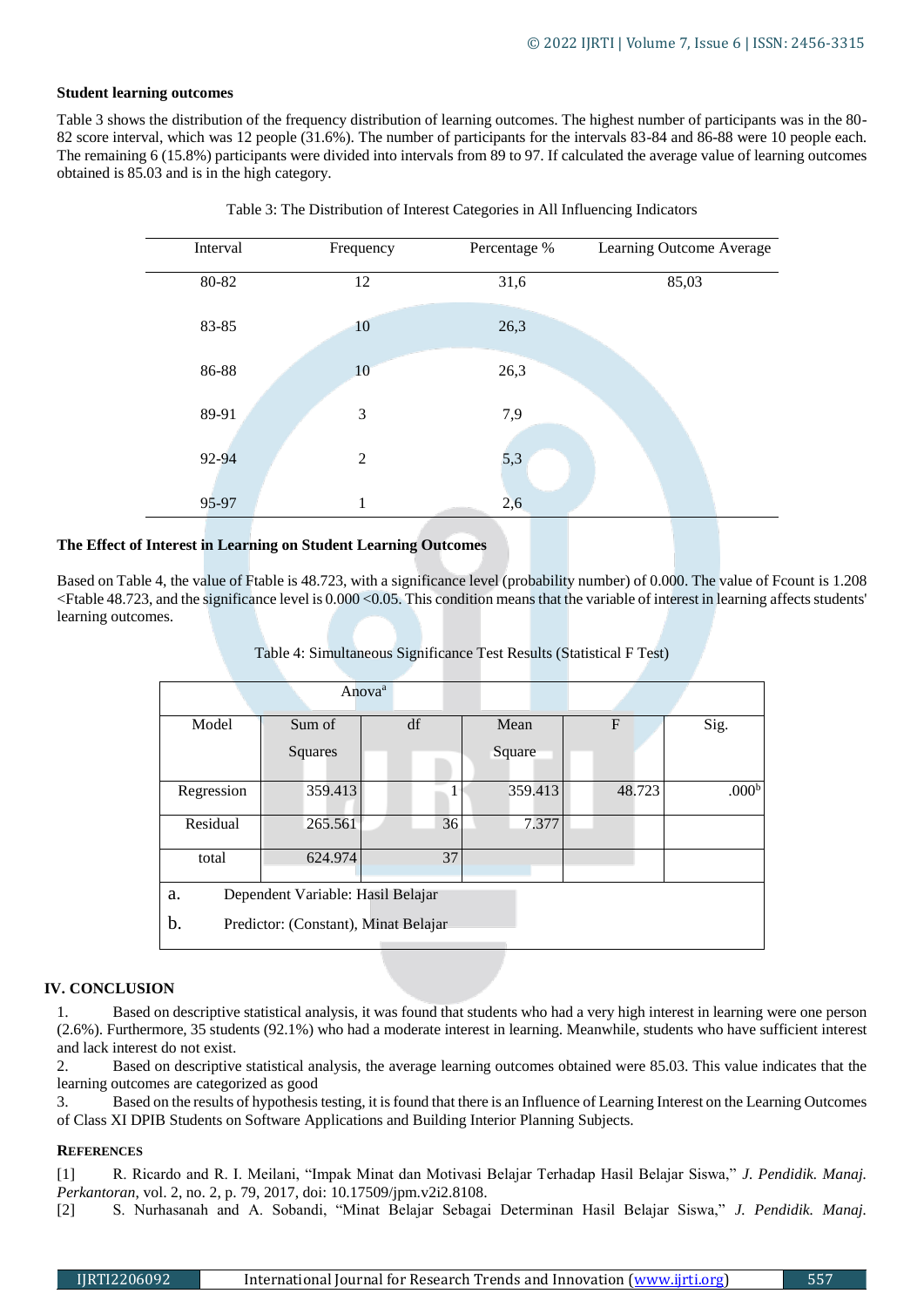### Student learning outcomes

Table 3 shows the distribution of the frequency distribution of learning outcomes. The highest number of participants was in the 80-82 score interval, which was 12 people (31.6%). The number of participants for the intervals 83-84 and 86-88 were 10 people each. The remaining 6 (15.8%) participants were divided into intervals from 89 to 97. If calculated the average value of learning outcomes obtained is 85.03 and is in the high category.

Table 3: The Distribution of Interest Categories in All Influencing Indicators

| Interval | Frequency | Percentage % | Learning Outcome Average |
|---|---|---|---|
| 80-82 | 12 | 31,6 | 85,03 |
| 83-85 | 10 | 26,3 | |
| 86-88 | 10 | 26,3 | |
| 89-91 | 3 | 7,9 | |
| 92-94 | 2 | 5,3 | |
| 95-97 | 1 | 2,6 | |

### The Effect of Interest in Learning on Student Learning Outcomes

Based on Table 4, the value of Ftable is 48.723, with a significance level (probability number) of 0.000. The value of Fcount is 1.208 <Ftable 48.723, and the significance level is 0.000 <0.05. This condition means that the variable of interest in learning affects students' learning outcomes.

Table 4: Simultaneous Significance Test Results (Statistical F Test)

| Anova[a] | | | | | |
|---|---|---|---|---|---|
| Model | Sum of Squares | df | Mean Square | F | Sig. |
| Regression | 359.413 | 1 | 359.413 | 48.723 | .000[b] |
| Residual | 265.561 | 36 | 7.377 | | |
| total | 624.974 | 37 | | | |

a. Dependent Variable: Hasil Belajar

b. Predictor: (Constant), Minat Belajar

## IV. CONCLUSION

1. Based on descriptive statistical analysis, it was found that students who had a very high interest in learning were one person (2.6%). Furthermore, 35 students (92.1%) who had a moderate interest in learning. Meanwhile, students who have sufficient interest and lack interest do not exist.
2. Based on descriptive statistical analysis, the average learning outcomes obtained were 85.03. This value indicates that the learning outcomes are categorized as good
3. Based on the results of hypothesis testing, it is found that there is an Influence of Learning Interest on the Learning Outcomes of Class XI DPIB Students on Software Applications and Building Interior Planning Subjects.

## REFERENCES

[1] R. Ricardo and R. I. Meilani, "Impak Minat dan Motivasi Belajar Terhadap Hasil Belajar Siswa," *J. Pendidik. Manaj. Perkantoran*, vol. 2, no. 2, p. 79, 2017, doi: 10.17509/jpm.v2i2.8108.

[2] S. Nurhasanah and A. Sobandi, "Minat Belajar Sebagai Determinan Hasil Belajar Siswa," *J. Pendidik. Manaj.*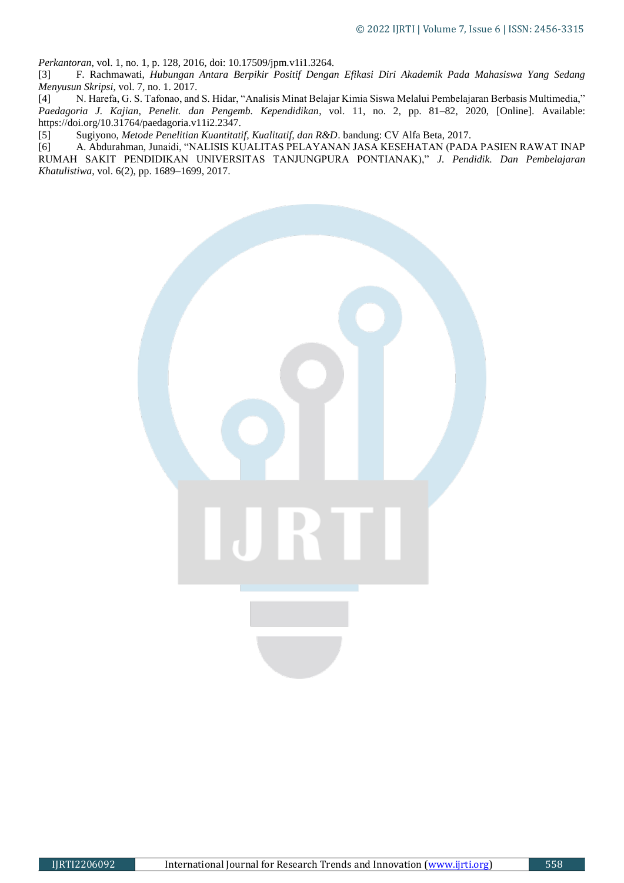*Perkantoran*, vol. 1, no. 1, p. 128, 2016, doi: 10.17509/jpm.v1i1.3264.

[3] F. Rachmawati, *Hubungan Antara Berpikir Positif Dengan Efikasi Diri Akademik Pada Mahasiswa Yang Sedang Menyusun Skripsi*, vol. 7, no. 1. 2017.

[4] N. Harefa, G. S. Tafonao, and S. Hidar, "Analisis Minat Belajar Kimia Siswa Melalui Pembelajaran Berbasis Multimedia," *Paedagoria J. Kajian, Penelit. dan Pengemb. Kependidikan*, vol. 11, no. 2, pp. 81–82, 2020, [Online]. Available: https://doi.org/10.31764/paedagoria.v11i2.2347.

[5] Sugiyono, *Metode Penelitian Kuantitatif, Kualitatif, dan R&D*. bandung: CV Alfa Beta, 2017.

[6] A. Abdurahman, Junaidi, "NALISIS KUALITAS PELAYANAN JASA KESEHATAN (PADA PASIEN RAWAT INAP RUMAH SAKIT PENDIDIKAN UNIVERSITAS TANJUNGPURA PONTIANAK)," *J. Pendidik. Dan Pembelajaran Khatulistiwa*, vol. 6(2), pp. 1689–1699, 2017.